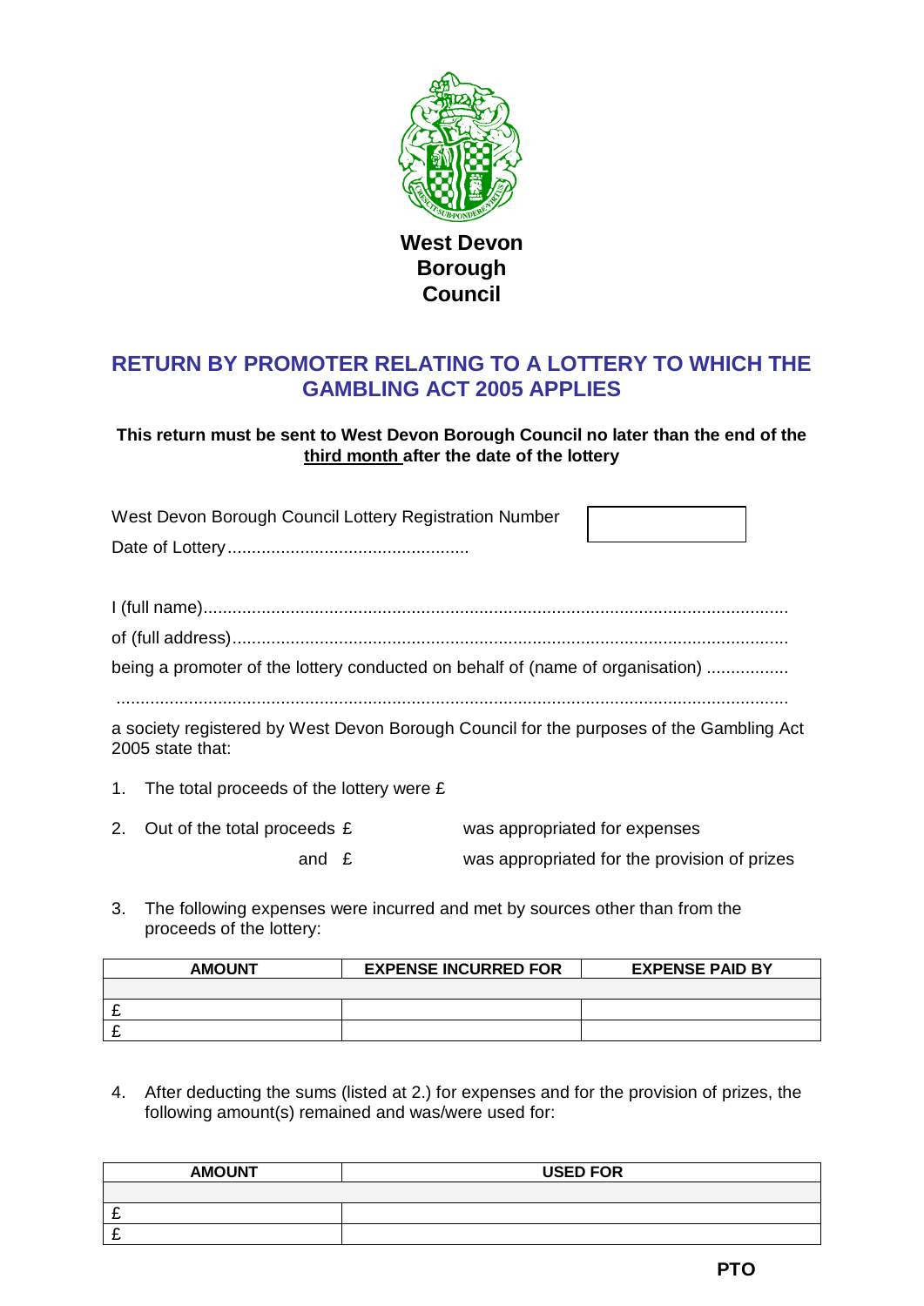**West Devon Borough Council**

# RETURN BY PROMOTER RELATING TO A LOTTERY TO WHICH THE GAMBLING ACT 2005 APPLIES

**This return must be sent to West Devon Borough Council no later than the end of the <u>third month</u> after the date of the lottery**

West Devon Borough Council Lottery Registration Number

Date of Lottery..................................................

I (full name).......................................................................................................................

of (full address)..................................................................................................................

being a promoter of the lottery conducted on behalf of (name of organisation) ................

..........................................................................................................................................

a society registered by West Devon Borough Council for the purposes of the Gambling Act 2005 state that:

1. The total proceeds of the lottery were £

2. Out of the total proceeds £ was appropriated for expenses

   and £ was appropriated for the provision of prizes

3. The following expenses were incurred and met by sources other than from the proceeds of the lottery:

| AMOUNT | EXPENSE INCURRED FOR | EXPENSE PAID BY |
|---|---|---|
| | | |
| £ | | |
| £ | | |

4. After deducting the sums (listed at 2.) for expenses and for the provision of prizes, the following amount(s) remained and was/were used for:

| AMOUNT | USED FOR |
|---|---|
| | |
| £ | |
| £ | |

**PTO**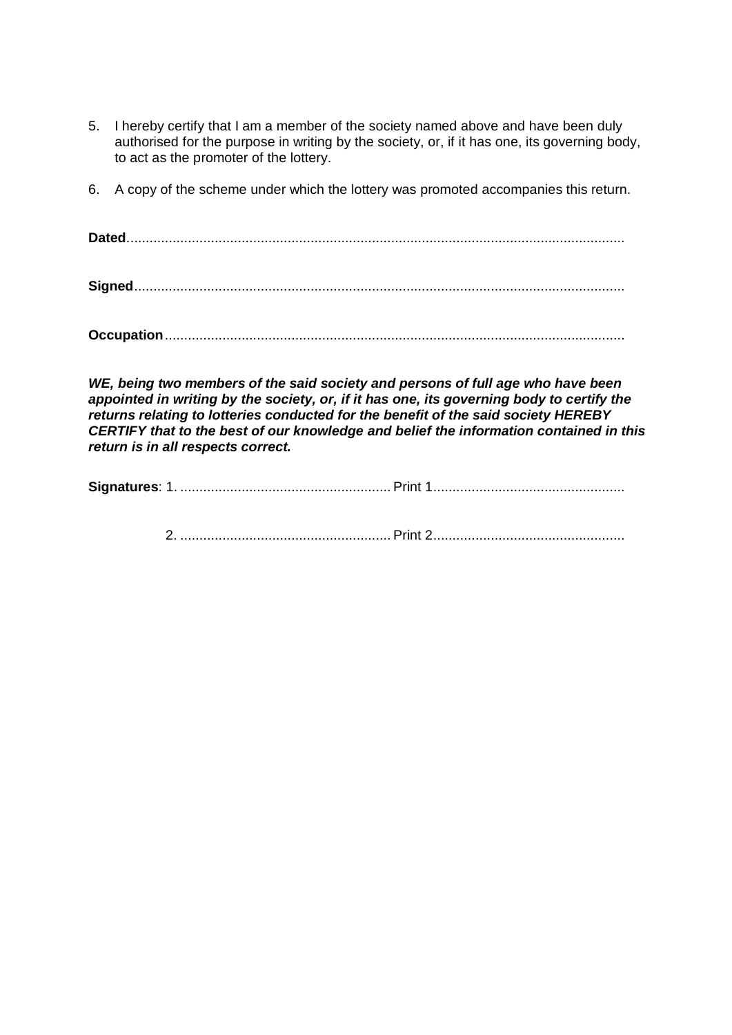5. I hereby certify that I am a member of the society named above and have been duly authorised for the purpose in writing by the society, or, if it has one, its governing body, to act as the promoter of the lottery.

6. A copy of the scheme under which the lottery was promoted accompanies this return.

**Dated**.................................................................................................................................

**Signed**...............................................................................................................................

**Occupation**.......................................................................................................................

***WE, being two members of the said society and persons of full age who have been appointed in writing by the society, or, if it has one, its governing body to certify the returns relating to lotteries conducted for the benefit of the said society HEREBY CERTIFY that to the best of our knowledge and belief the information contained in this return is in all respects correct.***

**Signatures**: 1. ....................................................... Print 1..................................................

2. ....................................................... Print 2..................................................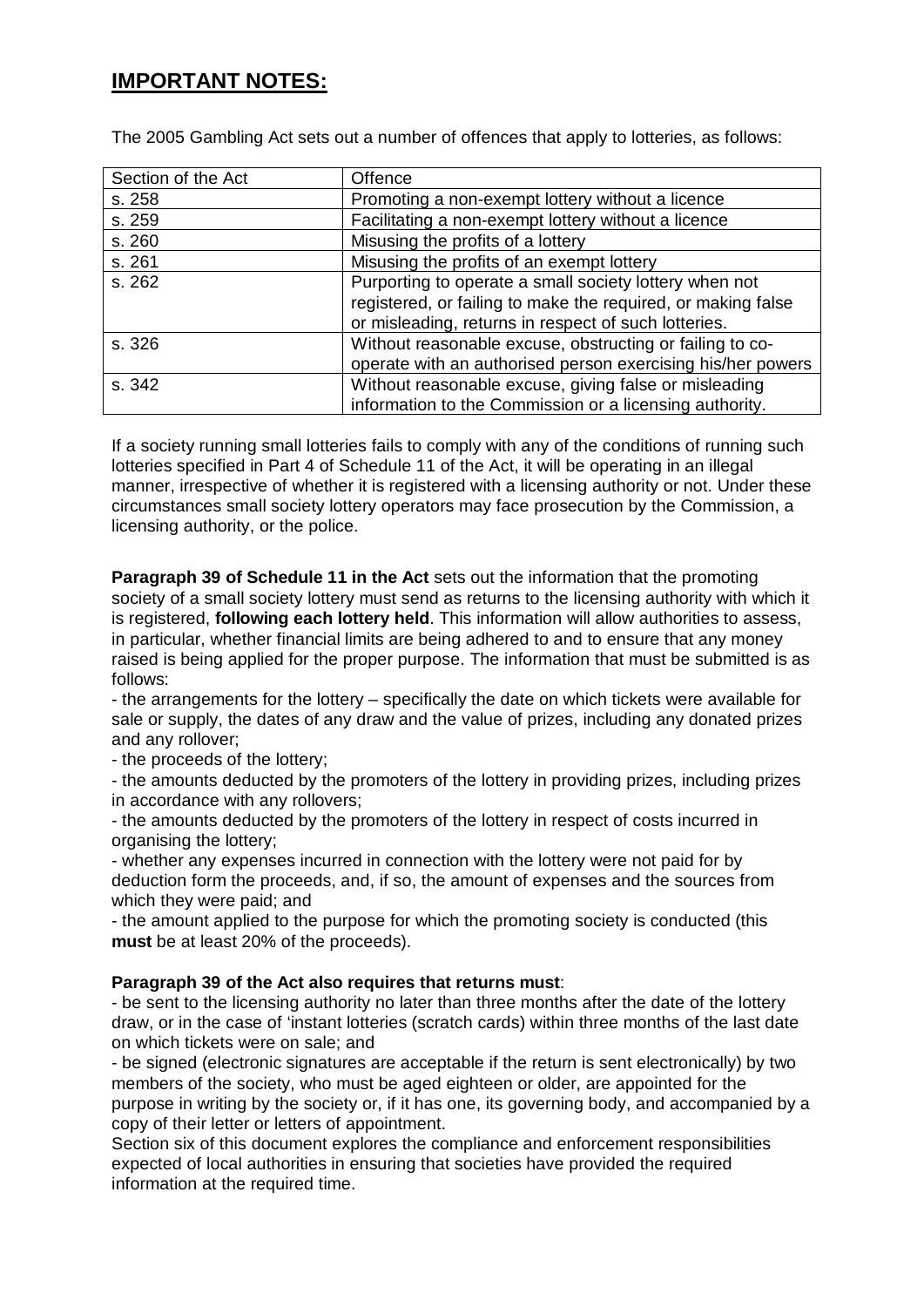## IMPORTANT NOTES:

The 2005 Gambling Act sets out a number of offences that apply to lotteries, as follows:

| Section of the Act | Offence |
|---|---|
| s. 258 | Promoting a non-exempt lottery without a licence |
| s. 259 | Facilitating a non-exempt lottery without a licence |
| s. 260 | Misusing the profits of a lottery |
| s. 261 | Misusing the profits of an exempt lottery |
| s. 262 | Purporting to operate a small society lottery when not registered, or failing to make the required, or making false or misleading, returns in respect of such lotteries. |
| s. 326 | Without reasonable excuse, obstructing or failing to co-operate with an authorised person exercising his/her powers |
| s. 342 | Without reasonable excuse, giving false or misleading information to the Commission or a licensing authority. |

If a society running small lotteries fails to comply with any of the conditions of running such lotteries specified in Part 4 of Schedule 11 of the Act, it will be operating in an illegal manner, irrespective of whether it is registered with a licensing authority or not. Under these circumstances small society lottery operators may face prosecution by the Commission, a licensing authority, or the police.

**Paragraph 39 of Schedule 11 in the Act** sets out the information that the promoting society of a small society lottery must send as returns to the licensing authority with which it is registered, **following each lottery held**. This information will allow authorities to assess, in particular, whether financial limits are being adhered to and to ensure that any money raised is being applied for the proper purpose. The information that must be submitted is as follows:

- the arrangements for the lottery – specifically the date on which tickets were available for sale or supply, the dates of any draw and the value of prizes, including any donated prizes and any rollover;
- the proceeds of the lottery;
- the amounts deducted by the promoters of the lottery in providing prizes, including prizes in accordance with any rollovers;
- the amounts deducted by the promoters of the lottery in respect of costs incurred in organising the lottery;
- whether any expenses incurred in connection with the lottery were not paid for by deduction form the proceeds, and, if so, the amount of expenses and the sources from which they were paid; and
- the amount applied to the purpose for which the promoting society is conducted (this **must** be at least 20% of the proceeds).

**Paragraph 39 of the Act also requires that returns must**:

- be sent to the licensing authority no later than three months after the date of the lottery draw, or in the case of 'instant lotteries (scratch cards) within three months of the last date on which tickets were on sale; and
- be signed (electronic signatures are acceptable if the return is sent electronically) by two members of the society, who must be aged eighteen or older, are appointed for the purpose in writing by the society or, if it has one, its governing body, and accompanied by a copy of their letter or letters of appointment.

Section six of this document explores the compliance and enforcement responsibilities expected of local authorities in ensuring that societies have provided the required information at the required time.